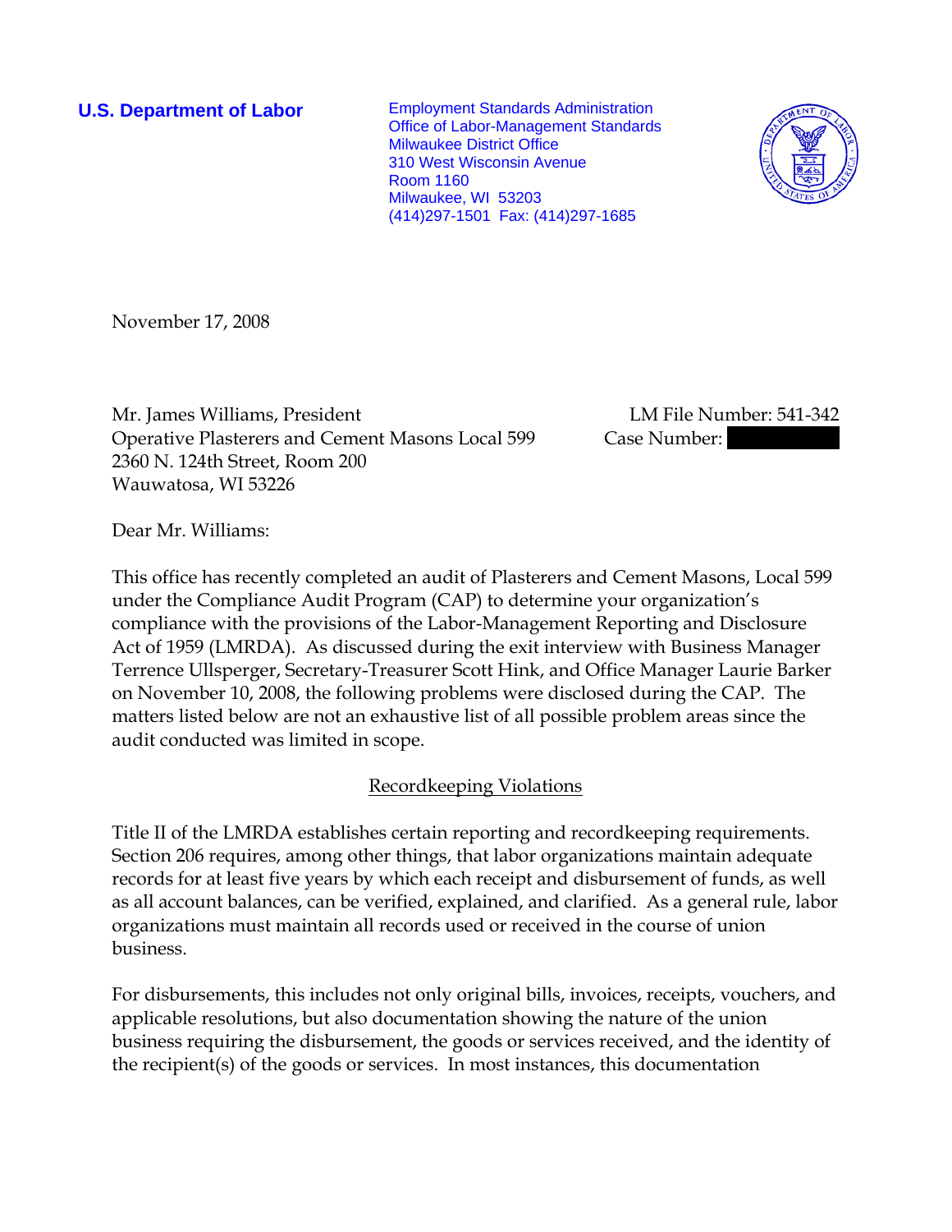**U.S. Department of Labor**

Employment Standards Administration
Office of Labor-Management Standards
Milwaukee District Office
310 West Wisconsin Avenue
Room 1160
Milwaukee, WI 53203
(414)297-1501 Fax: (414)297-1685

November 17, 2008

Mr. James Williams, President
Operative Plasterers and Cement Masons Local 599
2360 N. 124th Street, Room 200
Wauwatosa, WI 53226

LM File Number: 541-342
Case Number:

Dear Mr. Williams:

This office has recently completed an audit of Plasterers and Cement Masons, Local 599 under the Compliance Audit Program (CAP) to determine your organization's compliance with the provisions of the Labor-Management Reporting and Disclosure Act of 1959 (LMRDA). As discussed during the exit interview with Business Manager Terrence Ullsperger, Secretary-Treasurer Scott Hink, and Office Manager Laurie Barker on November 10, 2008, the following problems were disclosed during the CAP. The matters listed below are not an exhaustive list of all possible problem areas since the audit conducted was limited in scope.

## Recordkeeping Violations

Title II of the LMRDA establishes certain reporting and recordkeeping requirements. Section 206 requires, among other things, that labor organizations maintain adequate records for at least five years by which each receipt and disbursement of funds, as well as all account balances, can be verified, explained, and clarified. As a general rule, labor organizations must maintain all records used or received in the course of union business.

For disbursements, this includes not only original bills, invoices, receipts, vouchers, and applicable resolutions, but also documentation showing the nature of the union business requiring the disbursement, the goods or services received, and the identity of the recipient(s) of the goods or services. In most instances, this documentation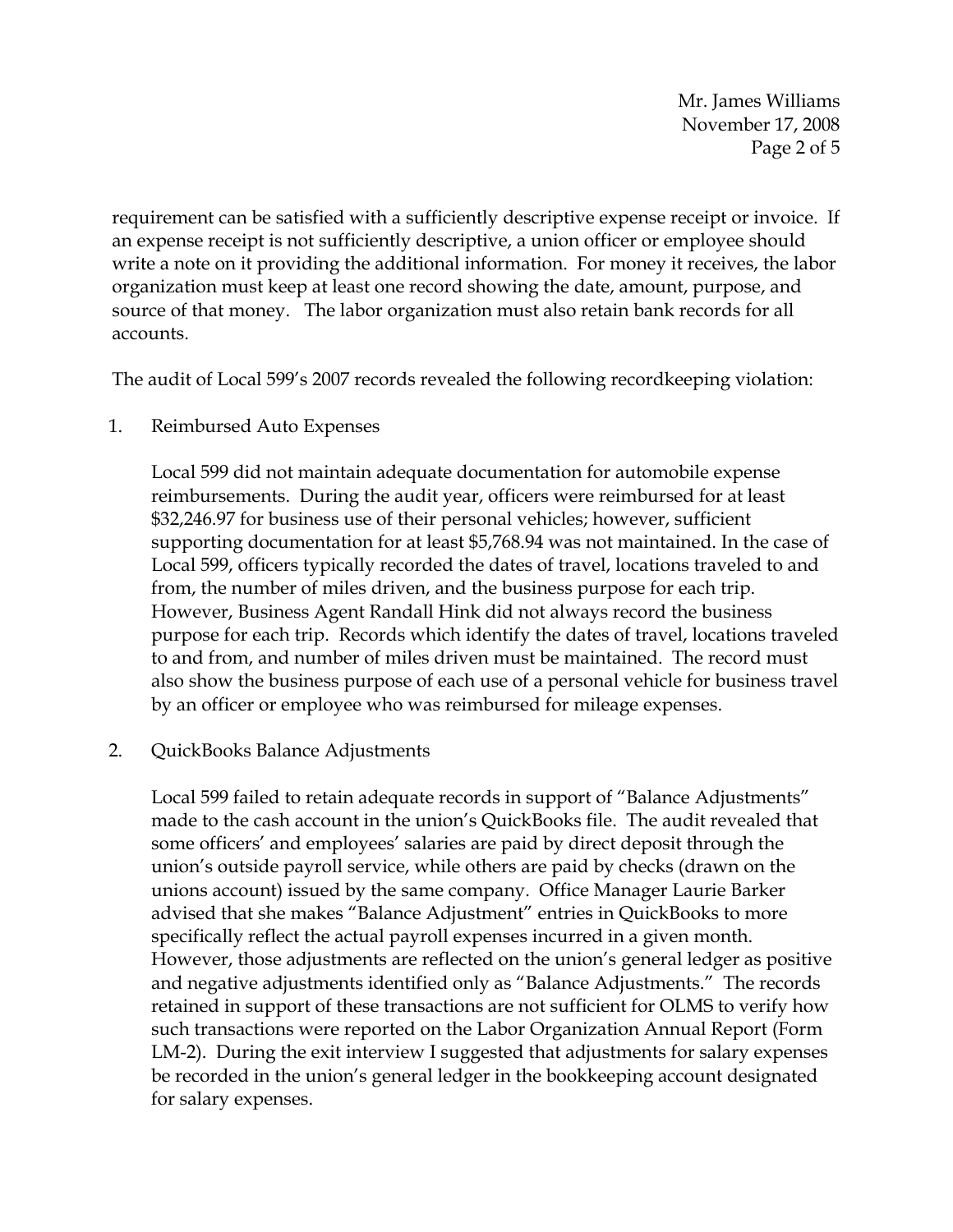requirement can be satisfied with a sufficiently descriptive expense receipt or invoice. If an expense receipt is not sufficiently descriptive, a union officer or employee should write a note on it providing the additional information. For money it receives, the labor organization must keep at least one record showing the date, amount, purpose, and source of that money. The labor organization must also retain bank records for all accounts.

The audit of Local 599's 2007 records revealed the following recordkeeping violation:

1. Reimbursed Auto Expenses

   Local 599 did not maintain adequate documentation for automobile expense reimbursements. During the audit year, officers were reimbursed for at least $32,246.97 for business use of their personal vehicles; however, sufficient supporting documentation for at least $5,768.94 was not maintained. In the case of Local 599, officers typically recorded the dates of travel, locations traveled to and from, the number of miles driven, and the business purpose for each trip. However, Business Agent Randall Hink did not always record the business purpose for each trip. Records which identify the dates of travel, locations traveled to and from, and number of miles driven must be maintained. The record must also show the business purpose of each use of a personal vehicle for business travel by an officer or employee who was reimbursed for mileage expenses.

2. QuickBooks Balance Adjustments

   Local 599 failed to retain adequate records in support of "Balance Adjustments" made to the cash account in the union's QuickBooks file. The audit revealed that some officers' and employees' salaries are paid by direct deposit through the union's outside payroll service, while others are paid by checks (drawn on the unions account) issued by the same company. Office Manager Laurie Barker advised that she makes "Balance Adjustment" entries in QuickBooks to more specifically reflect the actual payroll expenses incurred in a given month. However, those adjustments are reflected on the union's general ledger as positive and negative adjustments identified only as "Balance Adjustments." The records retained in support of these transactions are not sufficient for OLMS to verify how such transactions were reported on the Labor Organization Annual Report (Form LM-2). During the exit interview I suggested that adjustments for salary expenses be recorded in the union's general ledger in the bookkeeping account designated for salary expenses.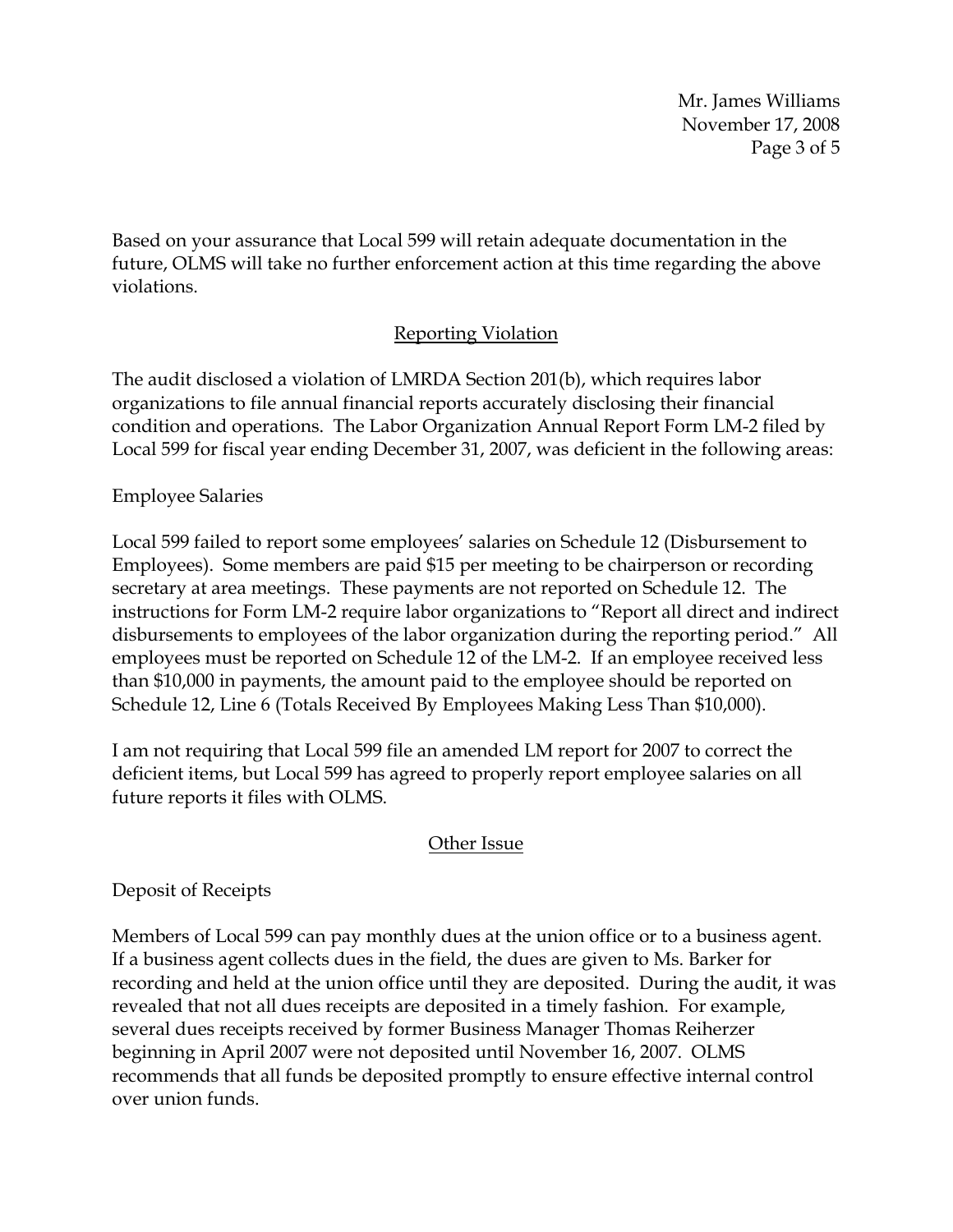Based on your assurance that Local 599 will retain adequate documentation in the future, OLMS will take no further enforcement action at this time regarding the above violations.

## Reporting Violation

The audit disclosed a violation of LMRDA Section 201(b), which requires labor organizations to file annual financial reports accurately disclosing their financial condition and operations. The Labor Organization Annual Report Form LM-2 filed by Local 599 for fiscal year ending December 31, 2007, was deficient in the following areas:

Employee Salaries

Local 599 failed to report some employees' salaries on Schedule 12 (Disbursement to Employees). Some members are paid $15 per meeting to be chairperson or recording secretary at area meetings. These payments are not reported on Schedule 12. The instructions for Form LM-2 require labor organizations to "Report all direct and indirect disbursements to employees of the labor organization during the reporting period." All employees must be reported on Schedule 12 of the LM-2. If an employee received less than $10,000 in payments, the amount paid to the employee should be reported on Schedule 12, Line 6 (Totals Received By Employees Making Less Than $10,000).

I am not requiring that Local 599 file an amended LM report for 2007 to correct the deficient items, but Local 599 has agreed to properly report employee salaries on all future reports it files with OLMS.

## Other Issue

Deposit of Receipts

Members of Local 599 can pay monthly dues at the union office or to a business agent. If a business agent collects dues in the field, the dues are given to Ms. Barker for recording and held at the union office until they are deposited. During the audit, it was revealed that not all dues receipts are deposited in a timely fashion. For example, several dues receipts received by former Business Manager Thomas Reiherzer beginning in April 2007 were not deposited until November 16, 2007. OLMS recommends that all funds be deposited promptly to ensure effective internal control over union funds.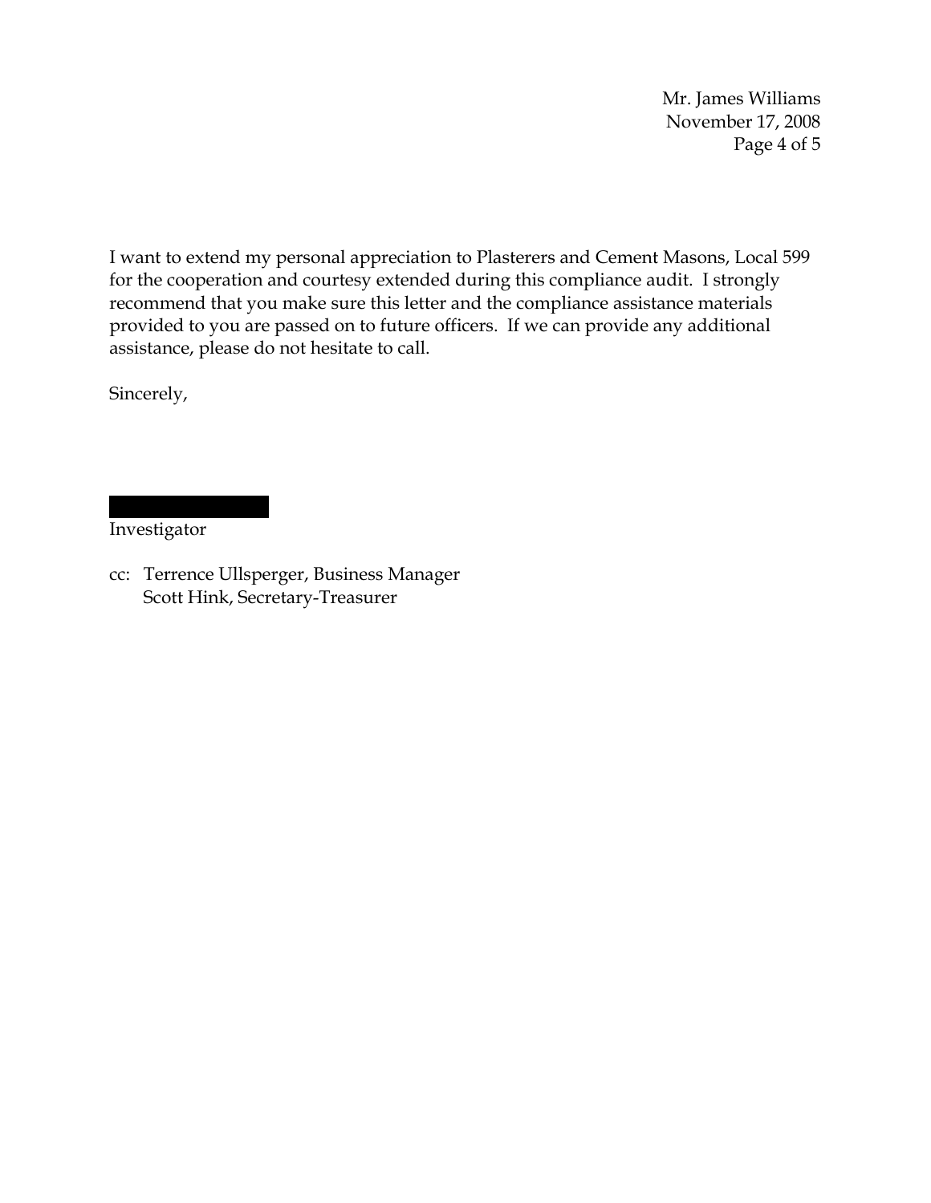I want to extend my personal appreciation to Plasterers and Cement Masons, Local 599 for the cooperation and courtesy extended during this compliance audit. I strongly recommend that you make sure this letter and the compliance assistance materials provided to you are passed on to future officers. If we can provide any additional assistance, please do not hesitate to call.

Sincerely,

Investigator

cc: Terrence Ullsperger, Business Manager
Scott Hink, Secretary-Treasurer